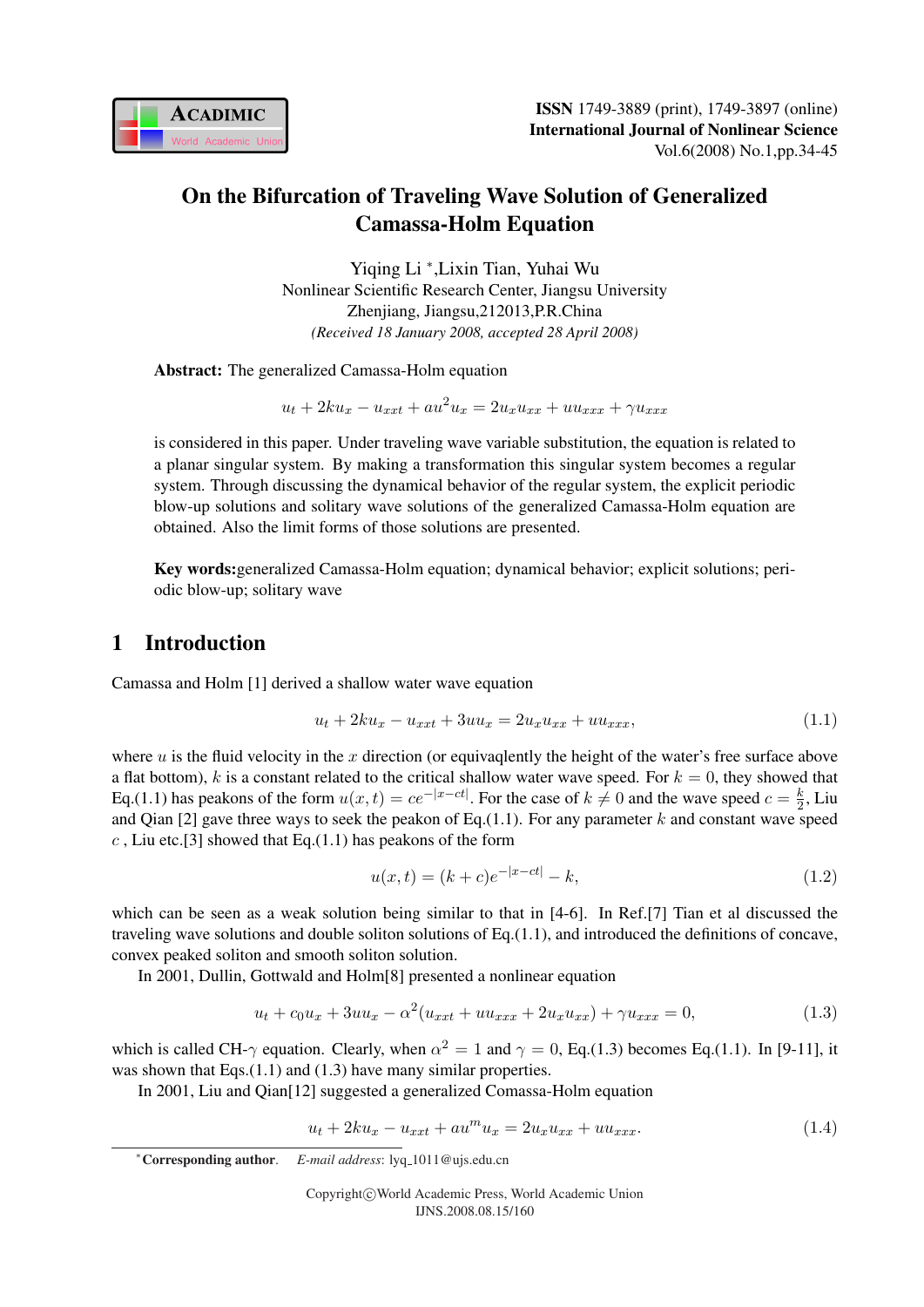# On the Bifurcation of Traveling Wave Solution of Generalized Camassa-Holm Equation

Yiqing Li *, Lixin Tian, Yuhai Wu
Nonlinear Scientific Research Center, Jiangsu University
Zhenjiang, Jiangsu, 212013, P.R.China
*(Received 18 January 2008, accepted 28 April 2008)*

**Abstract:** The generalized Camassa-Holm equation

$$u_t + 2ku_x - u_{xxt} + au^2u_x = 2u_xu_{xx} + uu_{xxx} + \gamma u_{xxx}$$

is considered in this paper. Under traveling wave variable substitution, the equation is related to a planar singular system. By making a transformation this singular system becomes a regular system. Through discussing the dynamical behavior of the regular system, the explicit periodic blow-up solutions and solitary wave solutions of the generalized Camassa-Holm equation are obtained. Also the limit forms of those solutions are presented.

**Key words:** generalized Camassa-Holm equation; dynamical behavior; explicit solutions; periodic blow-up; solitary wave

## 1 Introduction

Camassa and Holm [1] derived a shallow water wave equation

$$u_t + 2ku_x - u_{xxt} + 3uu_x = 2u_xu_{xx} + uu_{xxx}, \tag{1.1}$$

where $u$ is the fluid velocity in the $x$ direction (or equivaqlently the height of the water's free surface above a flat bottom), $k$ is a constant related to the critical shallow water wave speed. For $k = 0$, they showed that Eq.(1.1) has peakons of the form $u(x,t) = ce^{-|x-ct|}$. For the case of $k \neq 0$ and the wave speed $c = \frac{k}{2}$, Liu and Qian [2] gave three ways to seek the peakon of Eq.(1.1). For any parameter $k$ and constant wave speed $c$ , Liu etc.[3] showed that Eq.(1.1) has peakons of the form

$$u(x,t) = (k+c)e^{-|x-ct|} - k, \tag{1.2}$$

which can be seen as a weak solution being similar to that in [4-6]. In Ref.[7] Tian et al discussed the traveling wave solutions and double soliton solutions of Eq.(1.1), and introduced the definitions of concave, convex peaked soliton and smooth soliton solution.

In 2001, Dullin, Gottwald and Holm[8] presented a nonlinear equation

$$u_t + c_0u_x + 3uu_x - \alpha^2(u_{xxt} + uu_{xxx} + 2u_xu_{xx}) + \gamma u_{xxx} = 0, \tag{1.3}$$

which is called CH-$\gamma$ equation. Clearly, when $\alpha^2 = 1$ and $\gamma = 0$, Eq.(1.3) becomes Eq.(1.1). In [9-11], it was shown that Eqs.(1.1) and (1.3) have many similar properties.

In 2001, Liu and Qian[12] suggested a generalized Comassa-Holm equation

$$u_t + 2ku_x - u_{xxt} + au^mu_x = 2u_xu_{xx} + uu_{xxx}. \tag{1.4}$$

*Corresponding author. *E-mail address*: lyq_1011@ujs.edu.cn

Copyright©World Academic Press, World Academic Union
IJNS.2008.08.15/160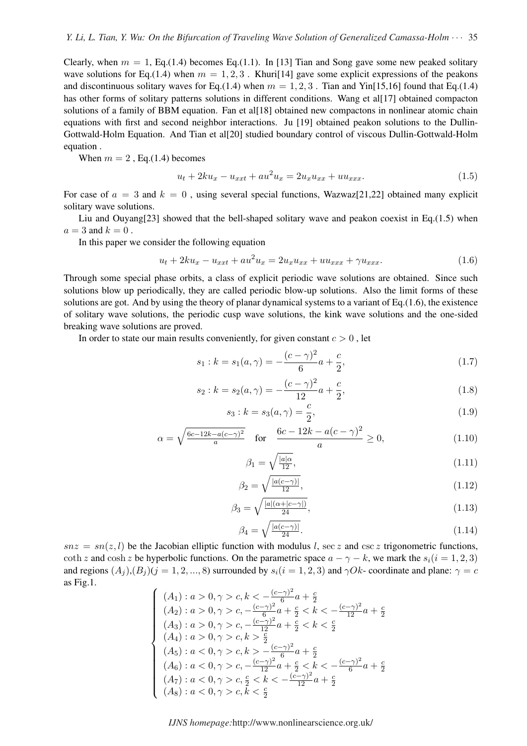Clearly, when $m = 1$, Eq.(1.4) becomes Eq.(1.1). In [13] Tian and Song gave some new peaked solitary wave solutions for Eq.(1.4) when $m = 1, 2, 3$ . Khuri[14] gave some explicit expressions of the peakons and discontinuous solitary waves for Eq.(1.4) when $m = 1, 2, 3$ . Tian and Yin[15,16] found that Eq.(1.4) has other forms of solitary patterns solutions in different conditions. Wang et al[17] obtained compacton solutions of a family of BBM equation. Fan et al[18] obtained new compactons in nonlinear atomic chain equations with first and second neighbor interactions. Ju [19] obtained peakon solutions to the Dullin-Gottwald-Holm Equation. And Tian et al[20] studied boundary control of viscous Dullin-Gottwald-Holm equation .

When $m = 2$ , Eq.(1.4) becomes

$$u_t + 2ku_x - u_{xxt} + au^2u_x = 2u_xu_{xx} + uu_{xxx}. \tag{1.5}$$

For case of $a = 3$ and $k = 0$ , using several special functions, Wazwaz[21,22] obtained many explicit solitary wave solutions.

Liu and Ouyang[23] showed that the bell-shaped solitary wave and peakon coexist in Eq.(1.5) when $a = 3$ and $k = 0$ .

In this paper we consider the following equation

$$u_t + 2ku_x - u_{xxt} + au^2u_x = 2u_xu_{xx} + uu_{xxx} + \gamma u_{xxx}. \tag{1.6}$$

Through some special phase orbits, a class of explicit periodic wave solutions are obtained. Since such solutions blow up periodically, they are called periodic blow-up solutions. Also the limit forms of these solutions are got. And by using the theory of planar dynamical systems to a variant of Eq.(1.6), the existence of solitary wave solutions, the periodic cusp wave solutions, the kink wave solutions and the one-sided breaking wave solutions are proved.

In order to state our main results conveniently, for given constant $c > 0$ , let

$$s_1 : k = s_1(a, \gamma) = -\frac{(c-\gamma)^2}{6}a + \frac{c}{2}, \tag{1.7}$$

$$s_2 : k = s_2(a, \gamma) = -\frac{(c-\gamma)^2}{12}a + \frac{c}{2}, \tag{1.8}$$

$$s_3 : k = s_3(a, \gamma) = \frac{c}{2}, \tag{1.9}$$

$$\alpha = \sqrt{\tfrac{6c-12k-a(c-\gamma)^2}{a}} \quad \text{for} \quad \frac{6c-12k-a(c-\gamma)^2}{a} \geq 0, \tag{1.10}$$

$$\beta_1 = \sqrt{\tfrac{|a|\alpha}{12}}, \tag{1.11}$$

$$\beta_2 = \sqrt{\tfrac{|a(c-\gamma)|}{12}}, \tag{1.12}$$

$$\beta_3 = \sqrt{\tfrac{|a|(\alpha+|c-\gamma|)}{24}}, \tag{1.13}$$

$$\beta_4 = \sqrt{\tfrac{|a(c-\gamma)|}{24}}. \tag{1.14}$$

$snz = sn(z, l)$ be the Jacobian elliptic function with modulus $l$, $\sec z$ and $\csc z$ trigonometric functions, $\coth z$ and $\cosh z$ be hyperbolic functions. On the parametric space $a - \gamma - k$, we mark the $s_i (i = 1, 2, 3)$ and regions $(A_j)$,$(B_j)(j = 1, 2, ..., 8)$ surrounded by $s_i (i = 1, 2, 3)$ and $\gamma Ok$- coordinate and plane: $\gamma = c$ as Fig.1.

$$\begin{cases}
(A_1) : a > 0, \gamma > c, k < -\frac{(c-\gamma)^2}{6}a + \frac{c}{2} \\
(A_2) : a > 0, \gamma > c, -\frac{(c-\gamma)^2}{6}a + \frac{c}{2} < k < -\frac{(c-\gamma)^2}{12}a + \frac{c}{2} \\
(A_3) : a > 0, \gamma > c, -\frac{(c-\gamma)^2}{12}a + \frac{c}{2} < k < \frac{c}{2} \\
(A_4) : a > 0, \gamma > c, k > \frac{c}{2} \\
(A_5) : a < 0, \gamma > c, k > -\frac{(c-\gamma)^2}{6}a + \frac{c}{2} \\
(A_6) : a < 0, \gamma > c, -\frac{(c-\gamma)^2}{12}a + \frac{c}{2} < k < -\frac{(c-\gamma)^2}{6}a + \frac{c}{2} \\
(A_7) : a < 0, \gamma > c, \frac{c}{2} < k < -\frac{(c-\gamma)^2}{12}a + \frac{c}{2} \\
(A_8) : a < 0, \gamma > c, k < \frac{c}{2}
\end{cases}$$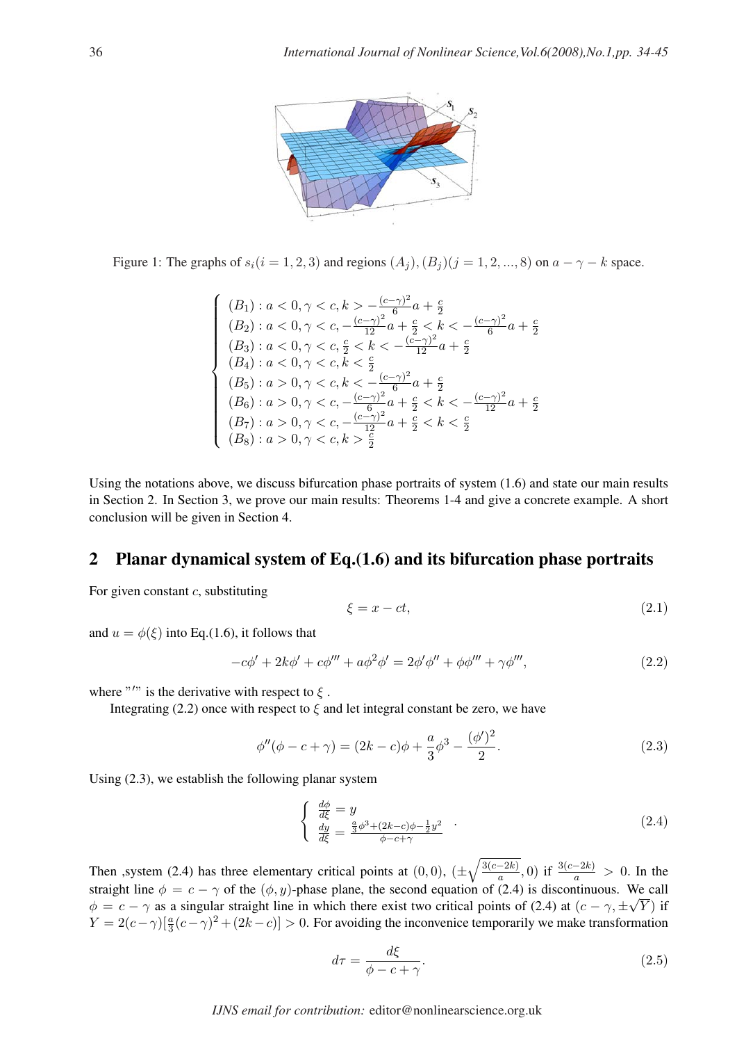Figure 1: The graphs of $s_i (i = 1, 2, 3)$ and regions $(A_j), (B_j) (j = 1, 2, ..., 8)$ on $a - \gamma - k$ space.

$$
\begin{cases}
(B_1): a < 0, \gamma < c, k > -\frac{(c-\gamma)^2}{6}a + \frac{c}{2} \\
(B_2): a < 0, \gamma < c, -\frac{(c-\gamma)^2}{12}a + \frac{c}{2} < k < -\frac{(c-\gamma)^2}{6}a + \frac{c}{2} \\
(B_3): a < 0, \gamma < c, \frac{c}{2} < k < -\frac{(c-\gamma)^2}{12}a + \frac{c}{2} \\
(B_4): a < 0, \gamma < c, k < \frac{c}{2} \\
(B_5): a > 0, \gamma < c, k < -\frac{(c-\gamma)^2}{6}a + \frac{c}{2} \\
(B_6): a > 0, \gamma < c, -\frac{(c-\gamma)^2}{6}a + \frac{c}{2} < k < -\frac{(c-\gamma)^2}{12}a + \frac{c}{2} \\
(B_7): a > 0, \gamma < c, -\frac{(c-\gamma)^2}{12}a + \frac{c}{2} < k < \frac{c}{2} \\
(B_8): a > 0, \gamma < c, k > \frac{c}{2}
\end{cases}
$$

Using the notations above, we discuss bifurcation phase portraits of system (1.6) and state our main results in Section 2. In Section 3, we prove our main results: Theorems 1-4 and give a concrete example. A short conclusion will be given in Section 4.

## 2 Planar dynamical system of Eq.(1.6) and its bifurcation phase portraits

For given constant $c$, substituting

$$\xi = x - ct, \tag{2.1}$$

and $u = \phi(\xi)$ into Eq.(1.6), it follows that

$$-c\phi' + 2k\phi' + c\phi''' + a\phi^2\phi' = 2\phi'\phi'' + \phi\phi''' + \gamma\phi''', \tag{2.2}$$

where "$'$" is the derivative with respect to $\xi$ .

Integrating (2.2) once with respect to $\xi$ and let integral constant be zero, we have

$$\phi''(\phi - c + \gamma) = (2k - c)\phi + \frac{a}{3}\phi^3 - \frac{(\phi')^2}{2}. \tag{2.3}$$

Using (2.3), we establish the following planar system

$$
\begin{cases}
\frac{d\phi}{d\xi} = y \\
\frac{dy}{d\xi} = \frac{\frac{a}{3}\phi^3 + (2k-c)\phi - \frac{1}{2}y^2}{\phi - c + \gamma}
\end{cases}. \tag{2.4}
$$

Then ,system (2.4) has three elementary critical points at $(0, 0)$, $(\pm\sqrt{\frac{3(c-2k)}{a}}, 0)$ if $\frac{3(c-2k)}{a} > 0$. In the straight line $\phi = c - \gamma$ of the $(\phi, y)$-phase plane, the second equation of (2.4) is discontinuous. We call $\phi = c - \gamma$ as a singular straight line in which there exist two critical points of (2.4) at $(c - \gamma, \pm\sqrt{Y})$ if $Y = 2(c-\gamma)[\frac{a}{3}(c-\gamma)^2 + (2k - c)] > 0$. For avoiding the inconvenice temporarily we make transformation

$$d\tau = \frac{d\xi}{\phi - c + \gamma}. \tag{2.5}$$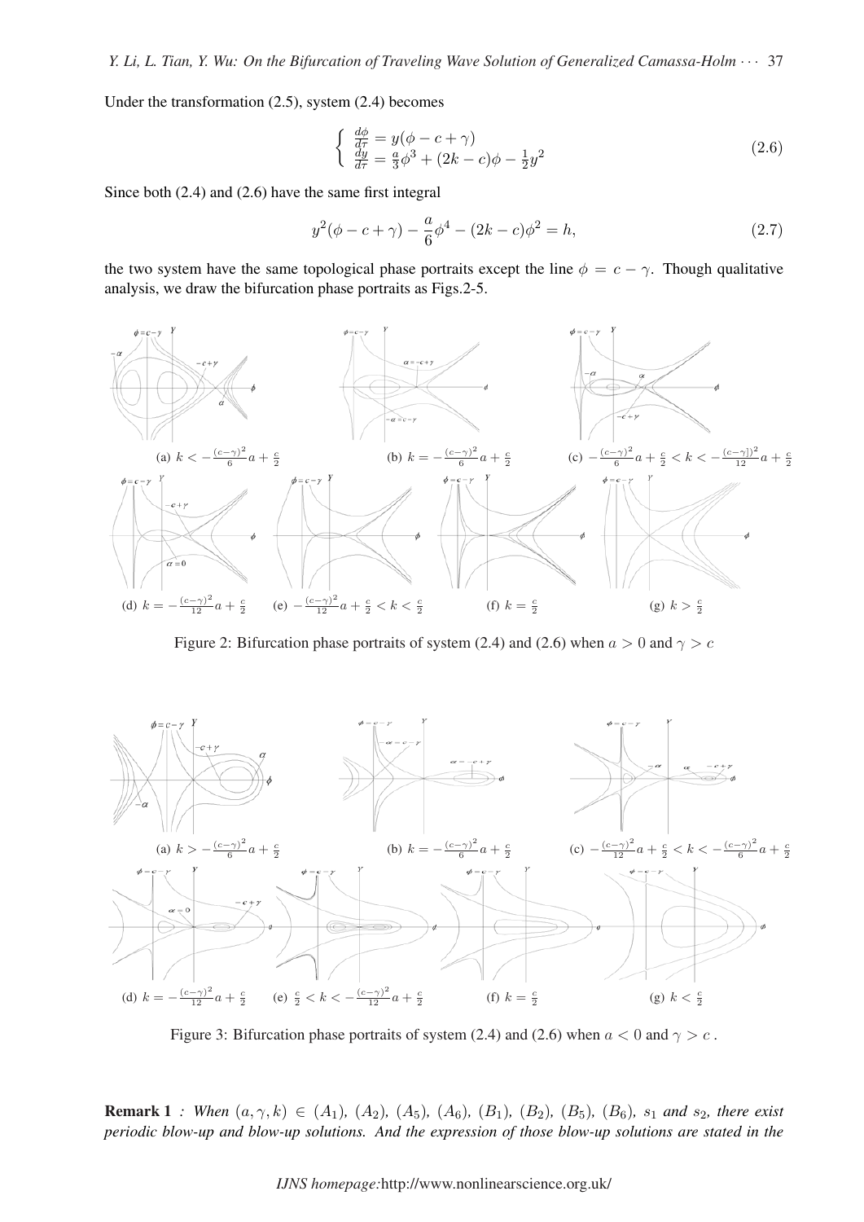Under the transformation (2.5), system (2.4) becomes

$$\begin{cases} \frac{d\phi}{d\tau} = y(\phi - c + \gamma) \\ \frac{dy}{d\tau} = \frac{a}{3}\phi^3 + (2k - c)\phi - \frac{1}{2}y^2 \end{cases} \tag{2.6}$$

Since both (2.4) and (2.6) have the same first integral

$$y^2(\phi - c + \gamma) - \frac{a}{6}\phi^4 - (2k - c)\phi^2 = h, \tag{2.7}$$

the two system have the same topological phase portraits except the line $\phi = c - \gamma$. Though qualitative analysis, we draw the bifurcation phase portraits as Figs.2-5.

(a) $k < -\frac{(c-\gamma)^2}{6}a + \frac{c}{2}$ (b) $k = -\frac{(c-\gamma)^2}{6}a + \frac{c}{2}$ (c) $-\frac{(c-\gamma)^2}{6}a + \frac{c}{2} < k < -\frac{(c-\gamma])^2}{12}a + \frac{c}{2}$

(d) $k = -\frac{(c-\gamma)^2}{12}a + \frac{c}{2}$ (e) $-\frac{(c-\gamma)^2}{12}a + \frac{c}{2} < k < \frac{c}{2}$ (f) $k = \frac{c}{2}$ (g) $k > \frac{c}{2}$

Figure 2: Bifurcation phase portraits of system (2.4) and (2.6) when $a > 0$ and $\gamma > c$

(a) $k > -\frac{(c-\gamma)^2}{6}a + \frac{c}{2}$ (b) $k = -\frac{(c-\gamma)^2}{6}a + \frac{c}{2}$ (c) $-\frac{(c-\gamma)^2}{12}a + \frac{c}{2} < k < -\frac{(c-\gamma)^2}{6}a + \frac{c}{2}$

(d) $k = -\frac{(c-\gamma)^2}{12}a + \frac{c}{2}$ (e) $\frac{c}{2} < k < -\frac{(c-\gamma)^2}{12}a + \frac{c}{2}$ (f) $k = \frac{c}{2}$ (g) $k < \frac{c}{2}$

Figure 3: Bifurcation phase portraits of system (2.4) and (2.6) when $a < 0$ and $\gamma > c$ .

**Remark 1** *: When $(a, \gamma, k) \in (A_1)$, $(A_2)$, $(A_5)$, $(A_6)$, $(B_1)$, $(B_2)$, $(B_5)$, $(B_6)$, $s_1$ and $s_2$, there exist periodic blow-up and blow-up solutions. And the expression of those blow-up solutions are stated in the*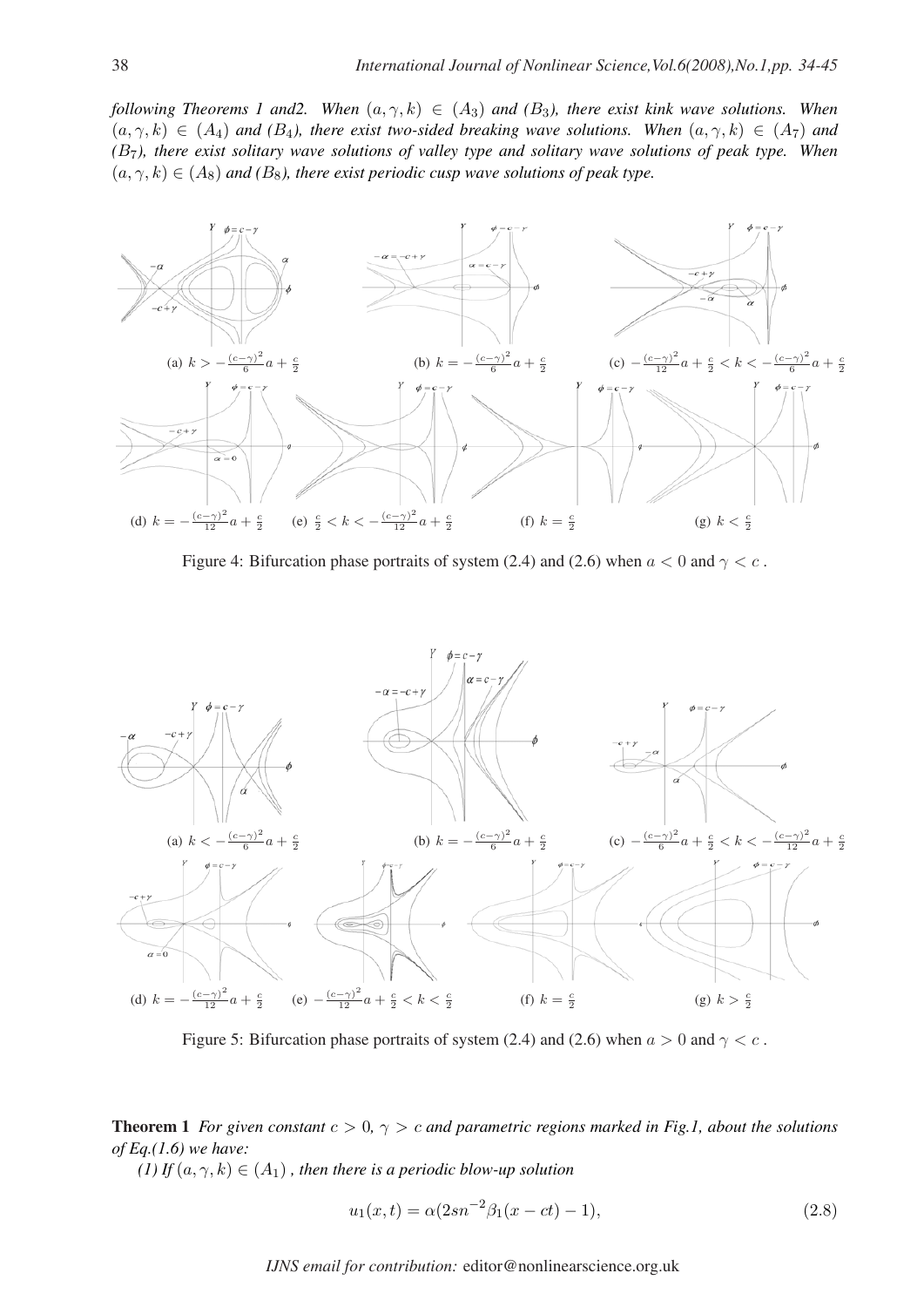*following Theorems 1 and2. When $(a, \gamma, k) \in (A_3)$ and $(B_3)$, there exist kink wave solutions. When $(a, \gamma, k) \in (A_4)$ and $(B_4)$, there exist two-sided breaking wave solutions. When $(a, \gamma, k) \in (A_7)$ and $(B_7)$, there exist solitary wave solutions of valley type and solitary wave solutions of peak type. When $(a, \gamma, k) \in (A_8)$ and $(B_8)$, there exist periodic cusp wave solutions of peak type.*

(a) $k > -\frac{(c-\gamma)^2}{6}a + \frac{c}{2}$ (b) $k = -\frac{(c-\gamma)^2}{6}a + \frac{c}{2}$ (c) $-\frac{(c-\gamma)^2}{12}a + \frac{c}{2} < k < -\frac{(c-\gamma)^2}{6}a + \frac{c}{2}$

(d) $k = -\frac{(c-\gamma)^2}{12}a + \frac{c}{2}$ (e) $\frac{c}{2} < k < -\frac{(c-\gamma)^2}{12}a + \frac{c}{2}$ (f) $k = \frac{c}{2}$ (g) $k < \frac{c}{2}$

Figure 4: Bifurcation phase portraits of system (2.4) and (2.6) when $a < 0$ and $\gamma < c$ .

(a) $k < -\frac{(c-\gamma)^2}{6}a + \frac{c}{2}$ (b) $k = -\frac{(c-\gamma)^2}{6}a + \frac{c}{2}$ (c) $-\frac{(c-\gamma)^2}{6}a + \frac{c}{2} < k < -\frac{(c-\gamma)^2}{12}a + \frac{c}{2}$

(d) $k = -\frac{(c-\gamma)^2}{12}a + \frac{c}{2}$ (e) $-\frac{(c-\gamma)^2}{12}a + \frac{c}{2} < k < \frac{c}{2}$ (f) $k = \frac{c}{2}$ (g) $k > \frac{c}{2}$

Figure 5: Bifurcation phase portraits of system (2.4) and (2.6) when $a > 0$ and $\gamma < c$ .

**Theorem 1** *For given constant $c > 0$, $\gamma > c$ and parametric regions marked in Fig.1, about the solutions of Eq.(1.6) we have:*

*(1) If $(a, \gamma, k) \in (A_1)$ , then there is a periodic blow-up solution*

$$u_1(x,t) = \alpha(2sn^{-2}\beta_1(x-ct) - 1), \tag{2.8}$$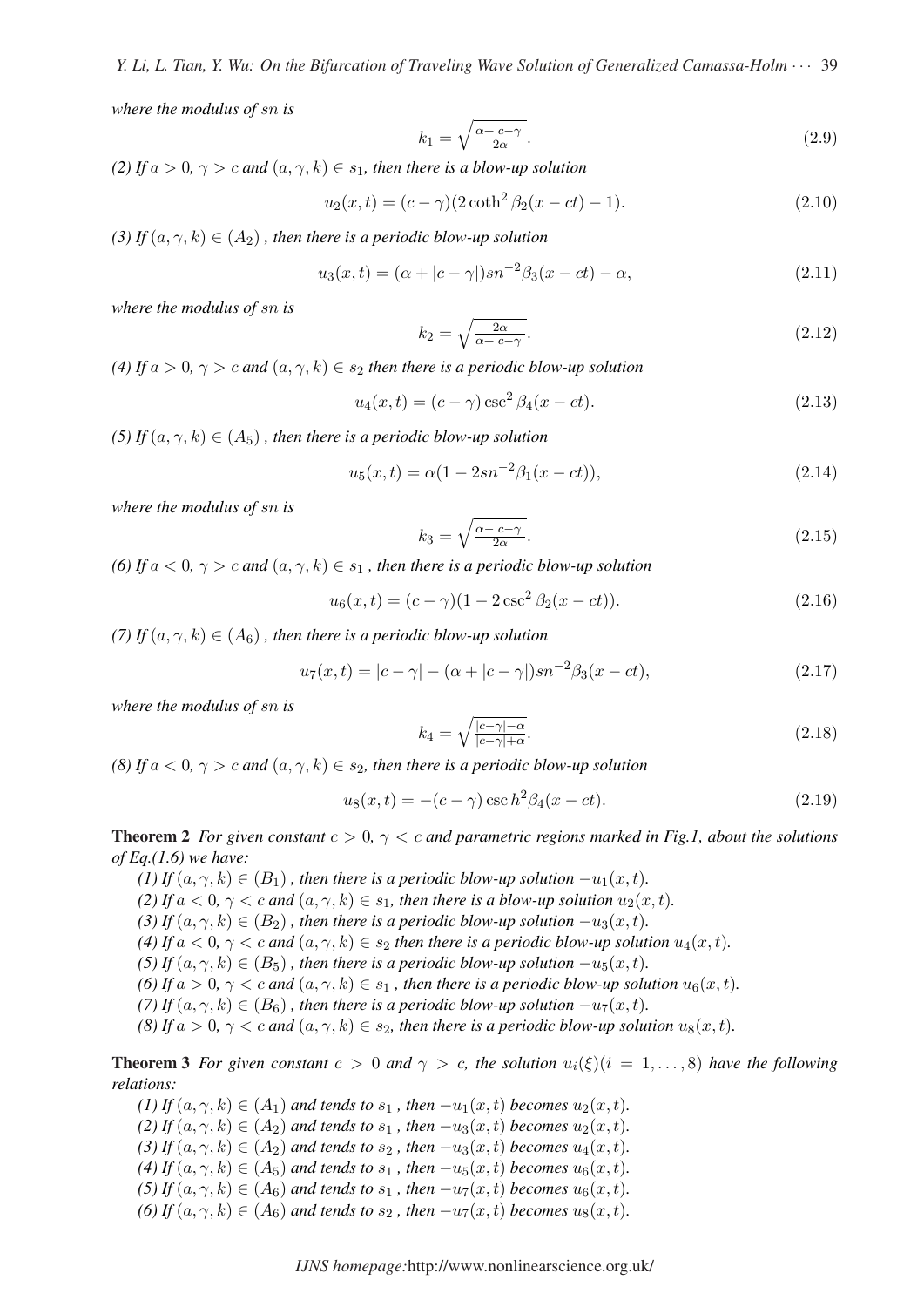*where the modulus of sn is*

$$k_1 = \sqrt{\tfrac{\alpha+|c-\gamma|}{2\alpha}}. \tag{2.9}$$

*(2) If $a > 0$, $\gamma > c$ and $(a, \gamma, k) \in s_1$, then there is a blow-up solution*

$$u_2(x,t) = (c-\gamma)(2\coth^2\beta_2(x-ct) - 1). \tag{2.10}$$

*(3) If $(a, \gamma, k) \in (A_2)$ , then there is a periodic blow-up solution*

$$u_3(x,t) = (\alpha + |c-\gamma|)sn^{-2}\beta_3(x-ct) - \alpha, \tag{2.11}$$

*where the modulus of sn is*

$$k_2 = \sqrt{\tfrac{2\alpha}{\alpha+|c-\gamma|}}. \tag{2.12}$$

*(4) If $a > 0$, $\gamma > c$ and $(a, \gamma, k) \in s_2$ then there is a periodic blow-up solution*

$$u_4(x,t) = (c-\gamma)\csc^2\beta_4(x-ct). \tag{2.13}$$

*(5) If $(a, \gamma, k) \in (A_5)$ , then there is a periodic blow-up solution*

$$u_5(x,t) = \alpha(1 - 2sn^{-2}\beta_1(x-ct)), \tag{2.14}$$

*where the modulus of sn is*

$$k_3 = \sqrt{\tfrac{\alpha-|c-\gamma|}{2\alpha}}. \tag{2.15}$$

*(6) If $a < 0$, $\gamma > c$ and $(a, \gamma, k) \in s_1$ , then there is a periodic blow-up solution*

$$u_6(x,t) = (c-\gamma)(1 - 2\csc^2\beta_2(x-ct)). \tag{2.16}$$

*(7) If $(a, \gamma, k) \in (A_6)$ , then there is a periodic blow-up solution*

$$u_7(x,t) = |c-\gamma| - (\alpha + |c-\gamma|)sn^{-2}\beta_3(x-ct), \tag{2.17}$$

*where the modulus of sn is*

$$k_4 = \sqrt{\tfrac{|c-\gamma|-\alpha}{|c-\gamma|+\alpha}}. \tag{2.18}$$

*(8) If $a < 0$, $\gamma > c$ and $(a, \gamma, k) \in s_2$, then there is a periodic blow-up solution*

$$u_8(x,t) = -(c-\gamma)\csc h^2\beta_4(x-ct). \tag{2.19}$$

**Theorem 2** *For given constant $c > 0$, $\gamma < c$ and parametric regions marked in Fig.1, about the solutions of Eq.(1.6) we have:*

*(1) If $(a, \gamma, k) \in (B_1)$ , then there is a periodic blow-up solution $-u_1(x,t)$.*

*(2) If $a < 0$, $\gamma < c$ and $(a, \gamma, k) \in s_1$, then there is a blow-up solution $u_2(x,t)$.*

*(3) If $(a, \gamma, k) \in (B_2)$ , then there is a periodic blow-up solution $-u_3(x,t)$.*

*(4) If $a < 0$, $\gamma < c$ and $(a, \gamma, k) \in s_2$ then there is a periodic blow-up solution $u_4(x,t)$.*

*(5) If $(a, \gamma, k) \in (B_5)$ , then there is a periodic blow-up solution $-u_5(x,t)$.*

*(6) If $a > 0$, $\gamma < c$ and $(a, \gamma, k) \in s_1$ , then there is a periodic blow-up solution $u_6(x,t)$.*

*(7) If $(a, \gamma, k) \in (B_6)$ , then there is a periodic blow-up solution $-u_7(x,t)$.*

*(8) If $a > 0$, $\gamma < c$ and $(a, \gamma, k) \in s_2$, then there is a periodic blow-up solution $u_8(x,t)$.*

**Theorem 3** *For given constant $c > 0$ and $\gamma > c$, the solution $u_i(\xi)(i = 1, \ldots, 8)$ have the following relations:*

*(1) If $(a, \gamma, k) \in (A_1)$ and tends to $s_1$ , then $-u_1(x,t)$ becomes $u_2(x,t)$.*

*(2) If $(a, \gamma, k) \in (A_2)$ and tends to $s_1$ , then $-u_3(x,t)$ becomes $u_2(x,t)$.*

*(3) If $(a, \gamma, k) \in (A_2)$ and tends to $s_2$ , then $-u_3(x,t)$ becomes $u_4(x,t)$.*

*(4) If $(a, \gamma, k) \in (A_5)$ and tends to $s_1$ , then $-u_5(x,t)$ becomes $u_6(x,t)$.*

*(5) If $(a, \gamma, k) \in (A_6)$ and tends to $s_1$ , then $-u_7(x,t)$ becomes $u_6(x,t)$.*

*(6) If $(a, \gamma, k) \in (A_6)$ and tends to $s_2$ , then $-u_7(x,t)$ becomes $u_8(x,t)$.*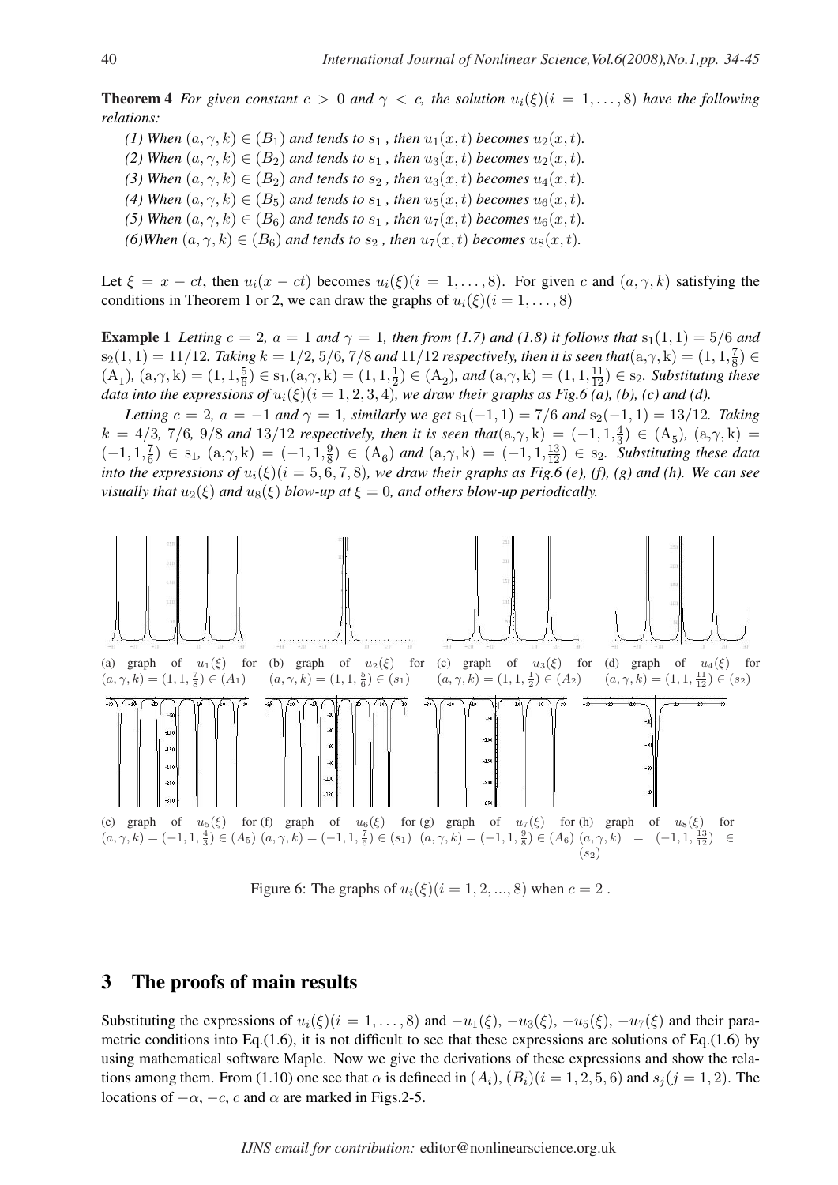**Theorem 4** *For given constant $c > 0$ and $\gamma < c$, the solution $u_i(\xi)(i = 1, \ldots, 8)$ have the following relations:*

*(1) When $(a, \gamma, k) \in (B_1)$ and tends to $s_1$ , then $u_1(x, t)$ becomes $u_2(x, t)$.*

*(2) When $(a, \gamma, k) \in (B_2)$ and tends to $s_1$ , then $u_3(x, t)$ becomes $u_2(x, t)$.*

*(3) When $(a, \gamma, k) \in (B_2)$ and tends to $s_2$ , then $u_3(x, t)$ becomes $u_4(x, t)$.*

*(4) When $(a, \gamma, k) \in (B_5)$ and tends to $s_1$ , then $u_5(x, t)$ becomes $u_6(x, t)$.*

*(5) When $(a, \gamma, k) \in (B_6)$ and tends to $s_1$ , then $u_7(x, t)$ becomes $u_6(x, t)$.*

*(6)When $(a, \gamma, k) \in (B_6)$ and tends to $s_2$ , then $u_7(x, t)$ becomes $u_8(x, t)$.*

Let $\xi = x - ct$, then $u_i(x - ct)$ becomes $u_i(\xi)(i = 1, \ldots, 8)$. For given $c$ and $(a, \gamma, k)$ satisfying the conditions in Theorem 1 or 2, we can draw the graphs of $u_i(\xi)(i = 1, \ldots, 8)$

**Example 1** *Letting $c = 2$, $a = 1$ and $\gamma = 1$, then from (1.7) and (1.8) it follows that $s_1(1, 1) = 5/6$ and $s_2(1, 1) = 11/12$. Taking $k = 1/2, 5/6, 7/8$ and $11/12$ respectively, then it is seen that $(a,\gamma,k) = (1, 1, \frac{7}{8}) \in (A_1)$, $(a,\gamma,k) = (1, 1, \frac{5}{6}) \in s_1$, $(a,\gamma,k) = (1, 1, \frac{1}{2}) \in (A_2)$, and $(a,\gamma,k) = (1, 1, \frac{11}{12}) \in s_2$. Substituting these data into the expressions of $u_i(\xi)(i = 1, 2, 3, 4)$, we draw their graphs as Fig.6 (a), (b), (c) and (d).*

*Letting $c = 2$, $a = -1$ and $\gamma = 1$, similarly we get $s_1(-1, 1) = 7/6$ and $s_2(-1, 1) = 13/12$. Taking $k = 4/3$, $7/6$, $9/8$ and $13/12$ respectively, then it is seen that $(a,\gamma,k) = (-1, 1, \frac{4}{3}) \in (A_5)$, $(a,\gamma,k) = (-1, 1, \frac{7}{6}) \in s_1$, $(a,\gamma,k) = (-1, 1, \frac{9}{8}) \in (A_6)$ and $(a,\gamma,k) = (-1, 1, \frac{13}{12}) \in s_2$. Substituting these data into the expressions of $u_i(\xi)(i = 5, 6, 7, 8)$, we draw their graphs as Fig.6 (e), (f), (g) and (h). We can see visually that $u_2(\xi)$ and $u_8(\xi)$ blow-up at $\xi = 0$, and others blow-up periodically.*

(a) graph of $u_1(\xi)$ for $(a, \gamma, k) = (1, 1, \frac{7}{8}) \in (A_1)$ (b) graph of $u_2(\xi)$ for $(a, \gamma, k) = (1, 1, \frac{5}{6}) \in (s_1)$ (c) graph of $u_3(\xi)$ for $(a, \gamma, k) = (1, 1, \frac{1}{2}) \in (A_2)$ (d) graph of $u_4(\xi)$ for $(a, \gamma, k) = (1, 1, \frac{11}{12}) \in (s_2)$

(e) graph of $u_5(\xi)$ for $(a, \gamma, k) = (-1, 1, \frac{4}{3}) \in (A_5)$ (f) graph of $u_6(\xi)$ for $(a, \gamma, k) = (-1, 1, \frac{7}{6}) \in (s_1)$ (g) graph of $u_7(\xi)$ for $(a, \gamma, k) = (-1, 1, \frac{9}{8}) \in (A_6)$ (h) graph of $u_8(\xi)$ for $(a, \gamma, k) = (-1, 1, \frac{13}{12}) \in (s_2)$

Figure 6: The graphs of $u_i(\xi)(i = 1, 2, ..., 8)$ when $c = 2$ .

## 3 The proofs of main results

Substituting the expressions of $u_i(\xi)(i = 1, \ldots, 8)$ and $-u_1(\xi)$, $-u_3(\xi)$, $-u_5(\xi)$, $-u_7(\xi)$ and their parametric conditions into Eq.(1.6), it is not difficult to see that these expressions are solutions of Eq.(1.6) by using mathematical software Maple. Now we give the derivations of these expressions and show the relations among them. From (1.10) one see that $\alpha$ is defineed in $(A_i)$, $(B_i)(i = 1, 2, 5, 6)$ and $s_j(j = 1, 2)$. The locations of $-\alpha$, $-c$, $c$ and $\alpha$ are marked in Figs.2-5.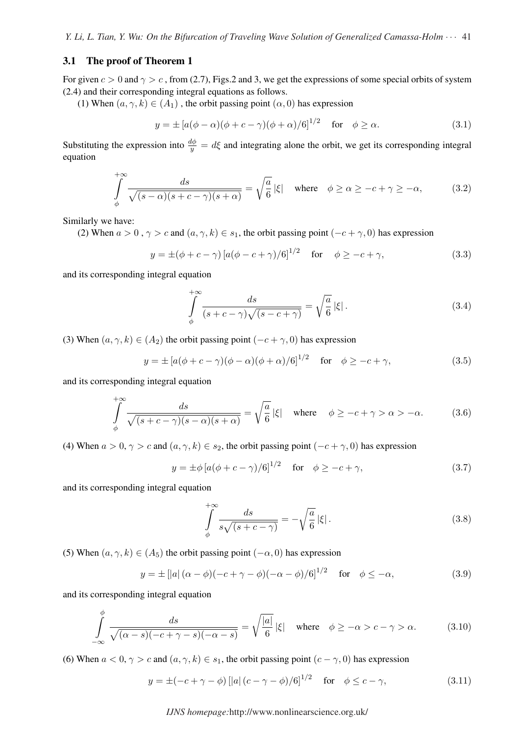### 3.1 The proof of Theorem 1

For given $c > 0$ and $\gamma > c$ , from (2.7), Figs.2 and 3, we get the expressions of some special orbits of system (2.4) and their corresponding integral equations as follows.

(1) When $(a, \gamma, k) \in (A_1)$ , the orbit passing point $(\alpha, 0)$ has expression

$$y = \pm \left[a(\phi - \alpha)(\phi + c - \gamma)(\phi + \alpha)/6\right]^{1/2} \quad \text{for} \quad \phi \geq \alpha. \tag{3.1}$$

Substituting the expression into $\frac{d\phi}{y} = d\xi$ and integrating alone the orbit, we get its corresponding integral equation

$$\int_{\phi}^{+\infty} \frac{ds}{\sqrt{(s-\alpha)(s+c-\gamma)(s+\alpha)}} = \sqrt{\frac{a}{6}}\,|\xi| \quad \text{where} \quad \phi \geq \alpha \geq -c+\gamma \geq -\alpha, \tag{3.2}$$

Similarly we have:

(2) When $a > 0$ , $\gamma > c$ and $(a, \gamma, k) \in s_1$, the orbit passing point $(-c + \gamma, 0)$ has expression

$$y = \pm(\phi + c - \gamma)\left[a(\phi - c + \gamma)/6\right]^{1/2} \quad \text{for} \quad \phi \geq -c + \gamma, \tag{3.3}$$

and its corresponding integral equation

$$\int_{\phi}^{+\infty} \frac{ds}{(s+c-\gamma)\sqrt{(s-c+\gamma)}} = \sqrt{\frac{a}{6}}\,|\xi|\,. \tag{3.4}$$

(3) When $(a, \gamma, k) \in (A_2)$ the orbit passing point $(-c + \gamma, 0)$ has expression

$$y = \pm \left[a(\phi + c - \gamma)(\phi - \alpha)(\phi + \alpha)/6\right]^{1/2} \quad \text{for} \quad \phi \geq -c + \gamma, \tag{3.5}$$

and its corresponding integral equation

$$\int_{\phi}^{+\infty} \frac{ds}{\sqrt{(s+c-\gamma)(s-\alpha)(s+\alpha)}} = \sqrt{\frac{a}{6}}\,|\xi| \quad \text{where} \quad \phi \geq -c+\gamma > \alpha > -\alpha. \tag{3.6}$$

(4) When $a > 0$, $\gamma > c$ and $(a, \gamma, k) \in s_2$, the orbit passing point $(-c + \gamma, 0)$ has expression

$$y = \pm\phi\left[a(\phi + c - \gamma)/6\right]^{1/2} \quad \text{for} \quad \phi \geq -c + \gamma, \tag{3.7}$$

and its corresponding integral equation

$$\int_{\phi}^{+\infty} \frac{ds}{s\sqrt{(s+c-\gamma)}} = -\sqrt{\frac{a}{6}}\,|\xi|\,. \tag{3.8}$$

(5) When $(a, \gamma, k) \in (A_5)$ the orbit passing point $(-\alpha, 0)$ has expression

$$y = \pm \left[|a|\,(\alpha - \phi)(-c + \gamma - \phi)(-\alpha - \phi)/6\right]^{1/2} \quad \text{for} \quad \phi \leq -\alpha, \tag{3.9}$$

and its corresponding integral equation

$$\int_{-\infty}^{\phi} \frac{ds}{\sqrt{(\alpha-s)(-c+\gamma-s)(-\alpha-s)}} = \sqrt{\frac{|a|}{6}}\,|\xi| \quad \text{where} \quad \phi \geq -\alpha > c-\gamma > \alpha. \tag{3.10}$$

(6) When $a < 0$, $\gamma > c$ and $(a, \gamma, k) \in s_1$, the orbit passing point $(c - \gamma, 0)$ has expression

$$y = \pm(-c + \gamma - \phi)\left[|a|\,(c - \gamma - \phi)/6\right]^{1/2} \quad \text{for} \quad \phi \leq c - \gamma, \tag{3.11}$$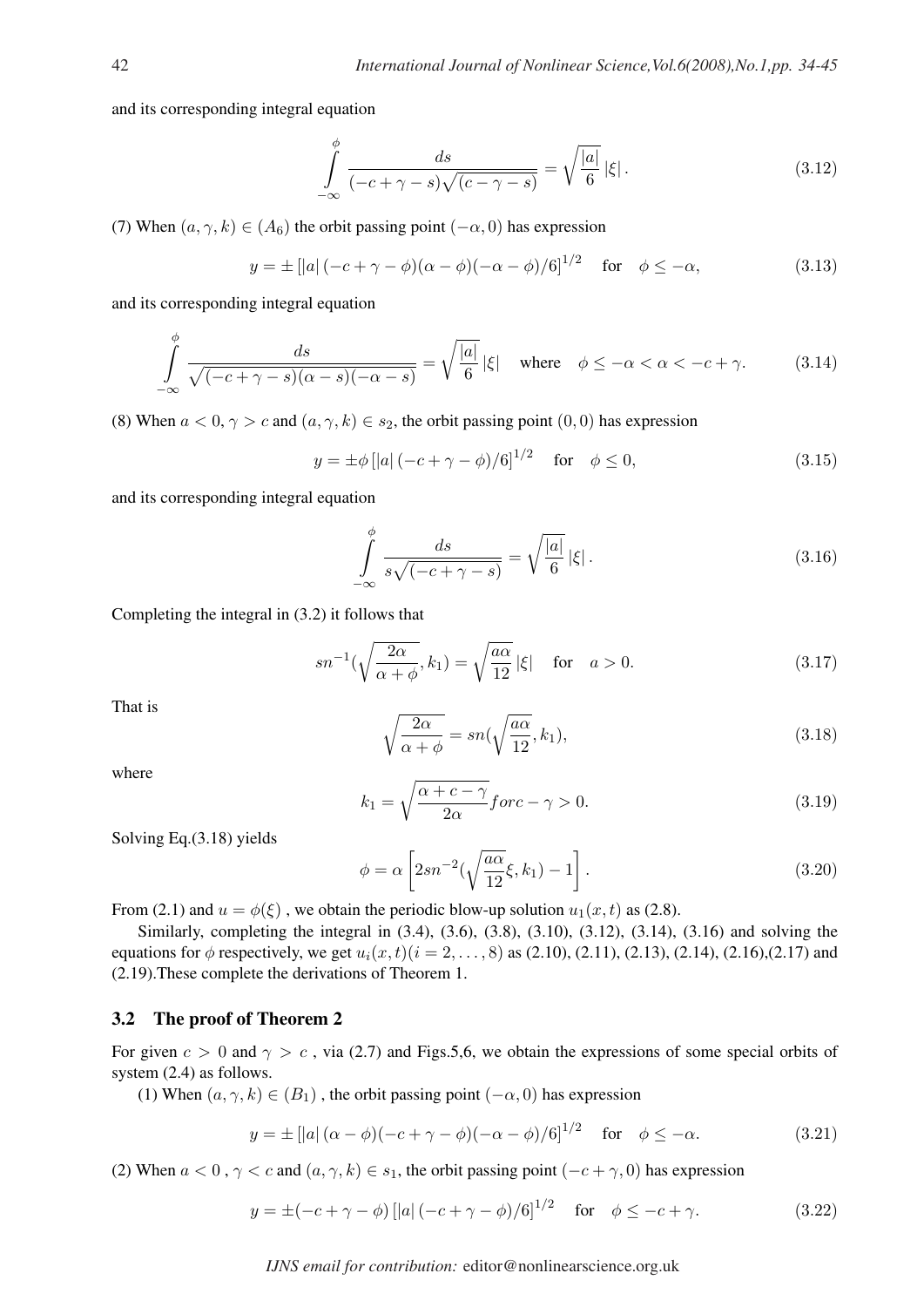and its corresponding integral equation

$$\int_{-\infty}^{\phi} \frac{ds}{(-c+\gamma-s)\sqrt{(c-\gamma-s)}} = \sqrt{\frac{|a|}{6}}\,|\xi|\,. \tag{3.12}$$

(7) When $(a,\gamma,k) \in (A_6)$ the orbit passing point $(-\alpha, 0)$ has expression

$$y = \pm\left[|a|\,(-c+\gamma-\phi)(\alpha-\phi)(-\alpha-\phi)/6\right]^{1/2} \quad \text{for} \quad \phi \leq -\alpha, \tag{3.13}$$

and its corresponding integral equation

$$\int_{-\infty}^{\phi} \frac{ds}{\sqrt{(-c+\gamma-s)(\alpha-s)(-\alpha-s)}} = \sqrt{\frac{|a|}{6}}\,|\xi| \quad \text{where} \quad \phi \leq -\alpha < \alpha < -c+\gamma. \tag{3.14}$$

(8) When $a < 0$, $\gamma > c$ and $(a,\gamma,k) \in s_2$, the orbit passing point $(0,0)$ has expression

$$y = \pm\phi\left[|a|\,(-c+\gamma-\phi)/6\right]^{1/2} \quad \text{for} \quad \phi \leq 0, \tag{3.15}$$

and its corresponding integral equation

$$\int_{-\infty}^{\phi} \frac{ds}{s\sqrt{(-c+\gamma-s)}} = \sqrt{\frac{|a|}{6}}\,|\xi|\,. \tag{3.16}$$

Completing the integral in (3.2) it follows that

$$sn^{-1}\left(\sqrt{\frac{2\alpha}{\alpha+\phi}}, k_1\right) = \sqrt{\frac{a\alpha}{12}}\,|\xi| \quad \text{for} \quad a > 0. \tag{3.17}$$

That is

$$\sqrt{\frac{2\alpha}{\alpha+\phi}} = sn\left(\sqrt{\frac{a\alpha}{12}}, k_1\right), \tag{3.18}$$

where

$$k_1 = \sqrt{\frac{\alpha+c-\gamma}{2\alpha}} for c-\gamma > 0. \tag{3.19}$$

Solving Eq.(3.18) yields

$$\phi = \alpha\left[2sn^{-2}\left(\sqrt{\frac{a\alpha}{12}}\xi, k_1\right) - 1\right]. \tag{3.20}$$

From (2.1) and $u = \phi(\xi)$ , we obtain the periodic blow-up solution $u_1(x,t)$ as (2.8).

Similarly, completing the integral in (3.4), (3.6), (3.8), (3.10), (3.12), (3.14), (3.16) and solving the equations for $\phi$ respectively, we get $u_i(x,t) (i = 2, \ldots, 8)$ as (2.10), (2.11), (2.13), (2.14), (2.16),(2.17) and (2.19).These complete the derivations of Theorem 1.

### 3.2 The proof of Theorem 2

For given $c > 0$ and $\gamma > c$ , via (2.7) and Figs.5,6, we obtain the expressions of some special orbits of system (2.4) as follows.

(1) When $(a,\gamma,k) \in (B_1)$ , the orbit passing point $(-\alpha, 0)$ has expression

$$y = \pm\left[|a|\,(\alpha-\phi)(-c+\gamma-\phi)(-\alpha-\phi)/6\right]^{1/2} \quad \text{for} \quad \phi \leq -\alpha. \tag{3.21}$$

(2) When $a < 0$ , $\gamma < c$ and $(a,\gamma,k) \in s_1$, the orbit passing point $(-c+\gamma, 0)$ has expression

$$y = \pm(-c+\gamma-\phi)\left[|a|\,(-c+\gamma-\phi)/6\right]^{1/2} \quad \text{for} \quad \phi \leq -c+\gamma. \tag{3.22}$$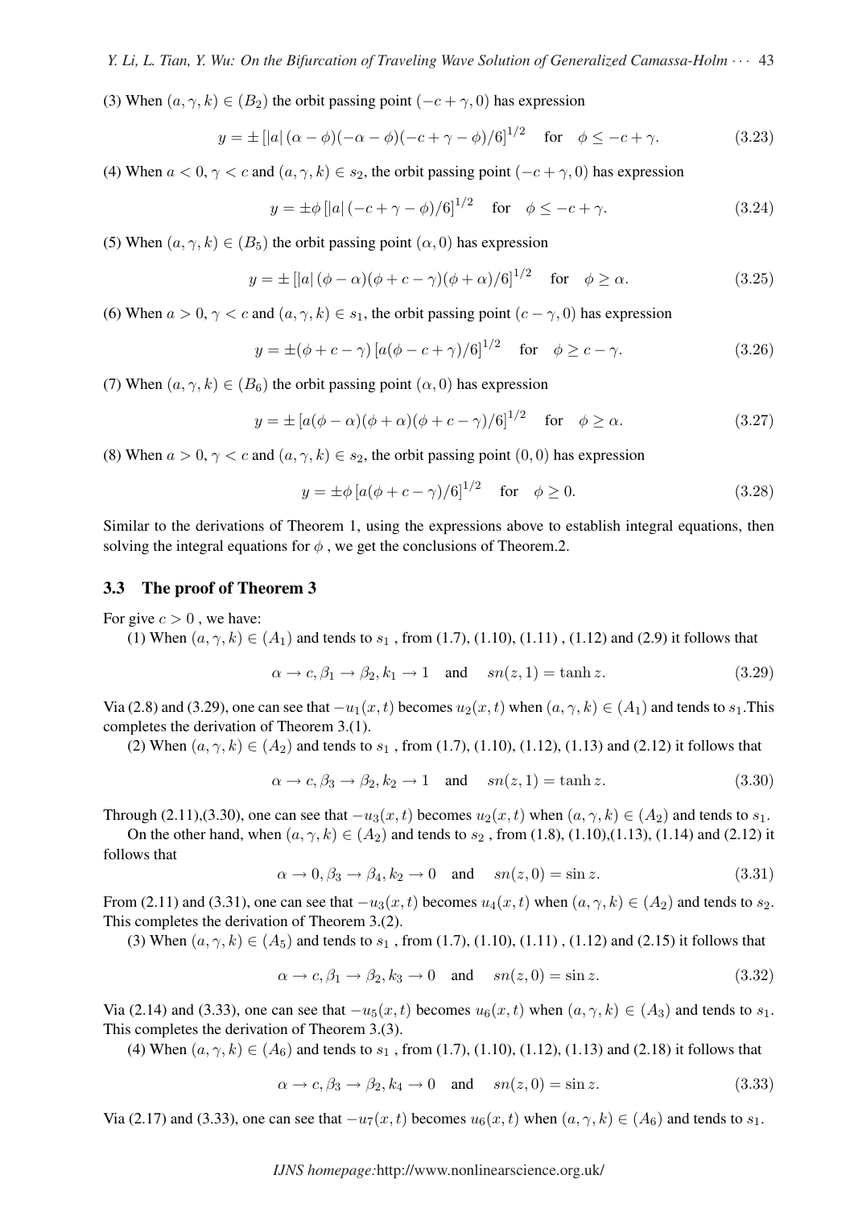(3) When $(a, \gamma, k) \in (B_2)$ the orbit passing point $(-c+\gamma, 0)$ has expression

$$y = \pm \left[|a| \, (\alpha - \phi)(-\alpha - \phi)(-c + \gamma - \phi)/6\right]^{1/2} \quad \text{for} \quad \phi \leq -c + \gamma. \tag{3.23}$$

(4) When $a < 0$, $\gamma < c$ and $(a, \gamma, k) \in s_2$, the orbit passing point $(-c+\gamma, 0)$ has expression

$$y = \pm \phi \left[|a| \, (-c + \gamma - \phi)/6\right]^{1/2} \quad \text{for} \quad \phi \leq -c + \gamma. \tag{3.24}$$

(5) When $(a, \gamma, k) \in (B_5)$ the orbit passing point $(\alpha, 0)$ has expression

$$y = \pm \left[|a| \, (\phi - \alpha)(\phi + c - \gamma)(\phi + \alpha)/6\right]^{1/2} \quad \text{for} \quad \phi \geq \alpha. \tag{3.25}$$

(6) When $a > 0$, $\gamma < c$ and $(a, \gamma, k) \in s_1$, the orbit passing point $(c - \gamma, 0)$ has expression

$$y = \pm(\phi + c - \gamma) \left[a(\phi - c + \gamma)/6\right]^{1/2} \quad \text{for} \quad \phi \geq c - \gamma. \tag{3.26}$$

(7) When $(a, \gamma, k) \in (B_6)$ the orbit passing point $(\alpha, 0)$ has expression

$$y = \pm \left[a(\phi - \alpha)(\phi + \alpha)(\phi + c - \gamma)/6\right]^{1/2} \quad \text{for} \quad \phi \geq \alpha. \tag{3.27}$$

(8) When $a > 0$, $\gamma < c$ and $(a, \gamma, k) \in s_2$, the orbit passing point $(0, 0)$ has expression

$$y = \pm \phi \left[a(\phi + c - \gamma)/6\right]^{1/2} \quad \text{for} \quad \phi \geq 0. \tag{3.28}$$

Similar to the derivations of Theorem 1, using the expressions above to establish integral equations, then solving the integral equations for $\phi$ , we get the conclusions of Theorem.2.

### 3.3 The proof of Theorem 3

For give $c > 0$ , we have:

(1) When $(a, \gamma, k) \in (A_1)$ and tends to $s_1$ , from (1.7), (1.10), (1.11) , (1.12) and (2.9) it follows that

$$\alpha \to c, \beta_1 \to \beta_2, k_1 \to 1 \quad \text{and} \quad sn(z, 1) = \tanh z. \tag{3.29}$$

Via (2.8) and (3.29), one can see that $-u_1(x, t)$ becomes $u_2(x, t)$ when $(a, \gamma, k) \in (A_1)$ and tends to $s_1$.This completes the derivation of Theorem 3.(1).

(2) When $(a, \gamma, k) \in (A_2)$ and tends to $s_1$ , from (1.7), (1.10), (1.12), (1.13) and (2.12) it follows that

$$\alpha \to c, \beta_3 \to \beta_2, k_2 \to 1 \quad \text{and} \quad sn(z, 1) = \tanh z. \tag{3.30}$$

Through (2.11),(3.30), one can see that $-u_3(x, t)$ becomes $u_2(x, t)$ when $(a, \gamma, k) \in (A_2)$ and tends to $s_1$.

On the other hand, when $(a, \gamma, k) \in (A_2)$ and tends to $s_2$ , from (1.8), (1.10),(1.13), (1.14) and (2.12) it follows that

$$\alpha \to 0, \beta_3 \to \beta_4, k_2 \to 0 \quad \text{and} \quad sn(z, 0) = \sin z. \tag{3.31}$$

From (2.11) and (3.31), one can see that $-u_3(x, t)$ becomes $u_4(x, t)$ when $(a, \gamma, k) \in (A_2)$ and tends to $s_2$. This completes the derivation of Theorem 3.(2).

(3) When $(a, \gamma, k) \in (A_5)$ and tends to $s_1$ , from (1.7), (1.10), (1.11) , (1.12) and (2.15) it follows that

$$\alpha \to c, \beta_1 \to \beta_2, k_3 \to 0 \quad \text{and} \quad sn(z, 0) = \sin z. \tag{3.32}$$

Via (2.14) and (3.33), one can see that $-u_5(x, t)$ becomes $u_6(x, t)$ when $(a, \gamma, k) \in (A_3)$ and tends to $s_1$. This completes the derivation of Theorem 3.(3).

(4) When $(a, \gamma, k) \in (A_6)$ and tends to $s_1$ , from (1.7), (1.10), (1.12), (1.13) and (2.18) it follows that

$$\alpha \to c, \beta_3 \to \beta_2, k_4 \to 0 \quad \text{and} \quad sn(z, 0) = \sin z. \tag{3.33}$$

Via (2.17) and (3.33), one can see that $-u_7(x, t)$ becomes $u_6(x, t)$ when $(a, \gamma, k) \in (A_6)$ and tends to $s_1$.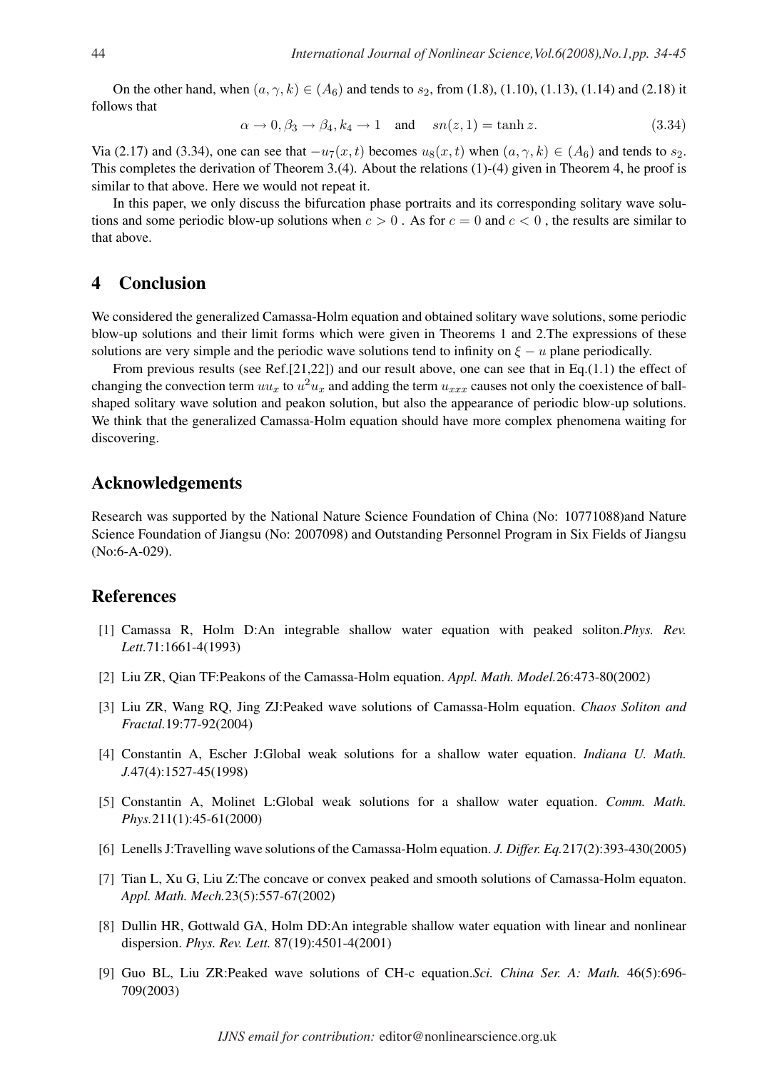On the other hand, when $(a, \gamma, k) \in (A_6)$ and tends to $s_2$, from (1.8), (1.10), (1.13), (1.14) and (2.18) it follows that

$$\alpha \to 0, \beta_3 \to \beta_4, k_4 \to 1 \quad \text{and} \quad sn(z, 1) = \tanh z. \tag{3.34}$$

Via (2.17) and (3.34), one can see that $-u_7(x,t)$ becomes $u_8(x,t)$ when $(a, \gamma, k) \in (A_6)$ and tends to $s_2$. This completes the derivation of Theorem 3.(4). About the relations (1)-(4) given in Theorem 4, he proof is similar to that above. Here we would not repeat it.

In this paper, we only discuss the bifurcation phase portraits and its corresponding solitary wave solutions and some periodic blow-up solutions when $c > 0$ . As for $c = 0$ and $c < 0$ , the results are similar to that above.

## 4 Conclusion

We considered the generalized Camassa-Holm equation and obtained solitary wave solutions, some periodic blow-up solutions and their limit forms which were given in Theorems 1 and 2.The expressions of these solutions are very simple and the periodic wave solutions tend to infinity on $\xi - u$ plane periodically.

From previous results (see Ref.[21,22]) and our result above, one can see that in Eq.(1.1) the effect of changing the convection term $uu_x$ to $u^2u_x$ and adding the term $u_{xxx}$ causes not only the coexistence of ball-shaped solitary wave solution and peakon solution, but also the appearance of periodic blow-up solutions. We think that the generalized Camassa-Holm equation should have more complex phenomena waiting for discovering.

## Acknowledgements

Research was supported by the National Nature Science Foundation of China (No: 10771088)and Nature Science Foundation of Jiangsu (No: 2007098) and Outstanding Personnel Program in Six Fields of Jiangsu (No:6-A-029).

## References

[1] Camassa R, Holm D:An integrable shallow water equation with peaked soliton.*Phys. Rev. Lett.*71:1661-4(1993)

[2] Liu ZR, Qian TF:Peakons of the Camassa-Holm equation. *Appl. Math. Model.*26:473-80(2002)

[3] Liu ZR, Wang RQ, Jing ZJ:Peaked wave solutions of Camassa-Holm equation. *Chaos Soliton and Fractal.*19:77-92(2004)

[4] Constantin A, Escher J:Global weak solutions for a shallow water equation. *Indiana U. Math. J.*47(4):1527-45(1998)

[5] Constantin A, Molinet L:Global weak solutions for a shallow water equation. *Comm. Math. Phys.*211(1):45-61(2000)

[6] Lenells J:Travelling wave solutions of the Camassa-Holm equation. *J. Differ. Eq.*217(2):393-430(2005)

[7] Tian L, Xu G, Liu Z:The concave or convex peaked and smooth solutions of Camassa-Holm equaton. *Appl. Math. Mech.*23(5):557-67(2002)

[8] Dullin HR, Gottwald GA, Holm DD:An integrable shallow water equation with linear and nonlinear dispersion. *Phys. Rev. Lett.* 87(19):4501-4(2001)

[9] Guo BL, Liu ZR:Peaked wave solutions of CH-c equation.*Sci. China Ser. A: Math.* 46(5):696-709(2003)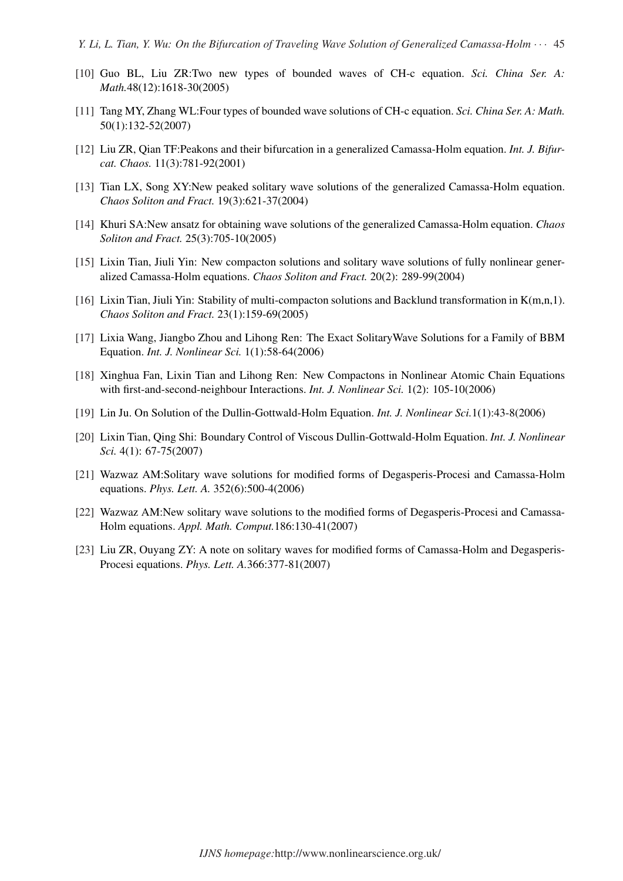[10] Guo BL, Liu ZR:Two new types of bounded waves of CH-c equation. *Sci. China Ser. A: Math.*48(12):1618-30(2005)

[11] Tang MY, Zhang WL:Four types of bounded wave solutions of CH-c equation. *Sci. China Ser. A: Math.* 50(1):132-52(2007)

[12] Liu ZR, Qian TF:Peakons and their bifurcation in a generalized Camassa-Holm equation. *Int. J. Bifurcat. Chaos.* 11(3):781-92(2001)

[13] Tian LX, Song XY:New peaked solitary wave solutions of the generalized Camassa-Holm equation. *Chaos Soliton and Fract.* 19(3):621-37(2004)

[14] Khuri SA:New ansatz for obtaining wave solutions of the generalized Camassa-Holm equation. *Chaos Soliton and Fract.* 25(3):705-10(2005)

[15] Lixin Tian, Jiuli Yin: New compacton solutions and solitary wave solutions of fully nonlinear generalized Camassa-Holm equations. *Chaos Soliton and Fract.* 20(2): 289-99(2004)

[16] Lixin Tian, Jiuli Yin: Stability of multi-compacton solutions and Backlund transformation in K(m,n,1). *Chaos Soliton and Fract.* 23(1):159-69(2005)

[17] Lixia Wang, Jiangbo Zhou and Lihong Ren: The Exact SolitaryWave Solutions for a Family of BBM Equation. *Int. J. Nonlinear Sci.* 1(1):58-64(2006)

[18] Xinghua Fan, Lixin Tian and Lihong Ren: New Compactons in Nonlinear Atomic Chain Equations with first-and-second-neighbour Interactions. *Int. J. Nonlinear Sci.* 1(2): 105-10(2006)

[19] Lin Ju. On Solution of the Dullin-Gottwald-Holm Equation. *Int. J. Nonlinear Sci.*1(1):43-8(2006)

[20] Lixin Tian, Qing Shi: Boundary Control of Viscous Dullin-Gottwald-Holm Equation. *Int. J. Nonlinear Sci.* 4(1): 67-75(2007)

[21] Wazwaz AM:Solitary wave solutions for modified forms of Degasperis-Procesi and Camassa-Holm equations. *Phys. Lett. A.* 352(6):500-4(2006)

[22] Wazwaz AM:New solitary wave solutions to the modified forms of Degasperis-Procesi and Camassa-Holm equations. *Appl. Math. Comput.*186:130-41(2007)

[23] Liu ZR, Ouyang ZY: A note on solitary waves for modified forms of Camassa-Holm and Degasperis-Procesi equations. *Phys. Lett. A.*366:377-81(2007)